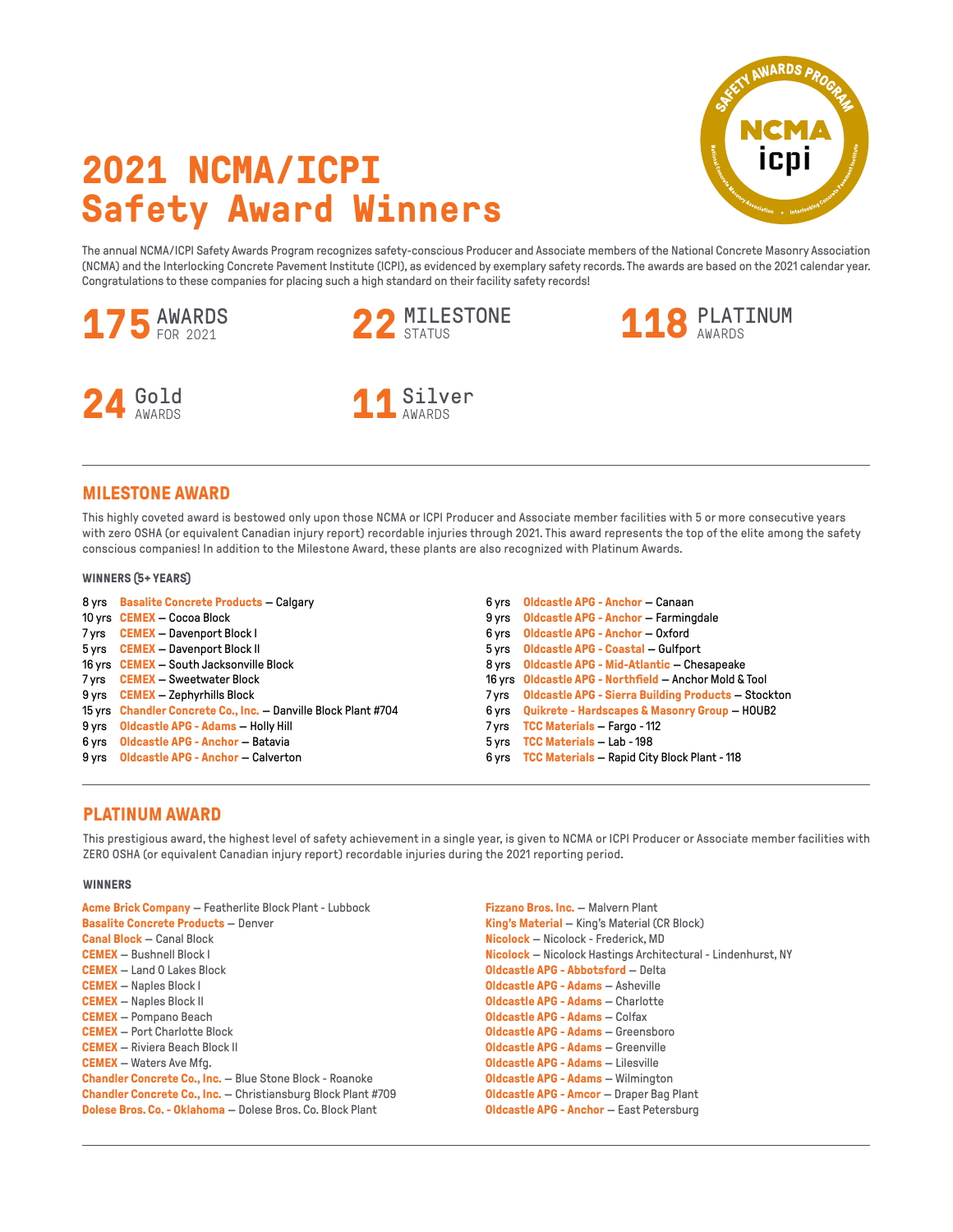# 2021 NCMA/ICPI Safety Award Winners

The annual NCMA/ICPI Safety Awards Program recognizes safety-conscious Producer and Associate members of the National Concrete Masonry Association (NCMA) and the Interlocking Concrete Pavement Institute (ICPI), as evidenced by exemplary safety records. The awards are based on the 2021 calendar year. Congratulations to these companies for placing such a high standard on their facility safety records!

**175** AWARDS FOR 2021

**22** MILESTONE STATUS

**118** PLATINUM AWARDS

**24** Gold AWARDS

**11** Silver AWARDS

## MILESTONE AWARD

This highly coveted award is bestowed only upon those NCMA or ICPI Producer and Associate member facilities with 5 or more consecutive years with zero OSHA (or equivalent Canadian injury report) recordable injuries through 2021. This award represents the top of the elite among the safety conscious companies! In addition to the Milestone Award, these plants are also recognized with Platinum Awards.

### WINNERS (5+ YEARS)

- 8 yrs **Basalite Concrete Products** — Calgary
- 10 yrs **CEMEX** — Cocoa Block
- 7 yrs **CEMEX** — Davenport Block I
- 5 yrs **CEMEX** — Davenport Block II
- 16 yrs **CEMEX** — South Jacksonville Block
- 7 yrs **CEMEX** — Sweetwater Block
- 9 yrs **CEMEX** — Zephyrhills Block
- 15 yrs **Chandler Concrete Co., Inc.** — Danville Block Plant #704
- 9 yrs **Oldcastle APG - Adams** — Holly Hill
- 6 yrs **Oldcastle APG - Anchor** — Batavia
- 9 yrs **Oldcastle APG - Anchor** — Calverton
- 6 yrs **Oldcastle APG - Anchor** — Canaan
- 9 yrs **Oldcastle APG - Anchor** — Farmingdale
- 6 yrs **Oldcastle APG - Anchor** — Oxford
- 5 yrs **Oldcastle APG - Coastal** — Gulfport
- 8 yrs **Oldcastle APG - Mid-Atlantic** — Chesapeake
- 16 yrs **Oldcastle APG - Northfield** — Anchor Mold & Tool
- 7 yrs **Oldcastle APG - Sierra Building Products** — Stockton
- 6 yrs **Quikrete - Hardscapes & Masonry Group** — HOUB2
- 7 yrs **TCC Materials** — Fargo - 112
- 5 yrs **TCC Materials** — Lab - 198
- 6 yrs **TCC Materials** — Rapid City Block Plant - 118

## PLATINUM AWARD

This prestigious award, the highest level of safety achievement in a single year, is given to NCMA or ICPI Producer or Associate member facilities with ZERO OSHA (or equivalent Canadian injury report) recordable injuries during the 2021 reporting period.

### WINNERS

- **Acme Brick Company** — Featherlite Block Plant - Lubbock
- **Basalite Concrete Products** — Denver
- **Canal Block** — Canal Block
- **CEMEX** — Bushnell Block I
- **CEMEX** — Land O Lakes Block
- **CEMEX** — Naples Block I
- **CEMEX** — Naples Block II
- **CEMEX** — Pompano Beach
- **CEMEX** — Port Charlotte Block
- **CEMEX** — Riviera Beach Block II
- **CEMEX** — Waters Ave Mfg.
- **Chandler Concrete Co., Inc.** — Blue Stone Block - Roanoke
- **Chandler Concrete Co., Inc.** — Christiansburg Block Plant #709
- **Dolese Bros. Co. - Oklahoma** — Dolese Bros. Co. Block Plant
- **Fizzano Bros. Inc.** — Malvern Plant
- **King's Material** — King's Material (CR Block)
- **Nicolock** — Nicolock - Frederick, MD
- **Nicolock** — Nicolock Hastings Architectural - Lindenhurst, NY
- **Oldcastle APG - Abbotsford** — Delta
- **Oldcastle APG - Adams** — Asheville
- **Oldcastle APG - Adams** — Charlotte
- **Oldcastle APG - Adams** — Colfax
- **Oldcastle APG - Adams** — Greensboro
- **Oldcastle APG - Adams** — Greenville
- **Oldcastle APG - Adams** — Lilesville
- **Oldcastle APG - Adams** — Wilmington
- **Oldcastle APG - Amcor** — Draper Bag Plant
- **Oldcastle APG - Anchor** — East Petersburg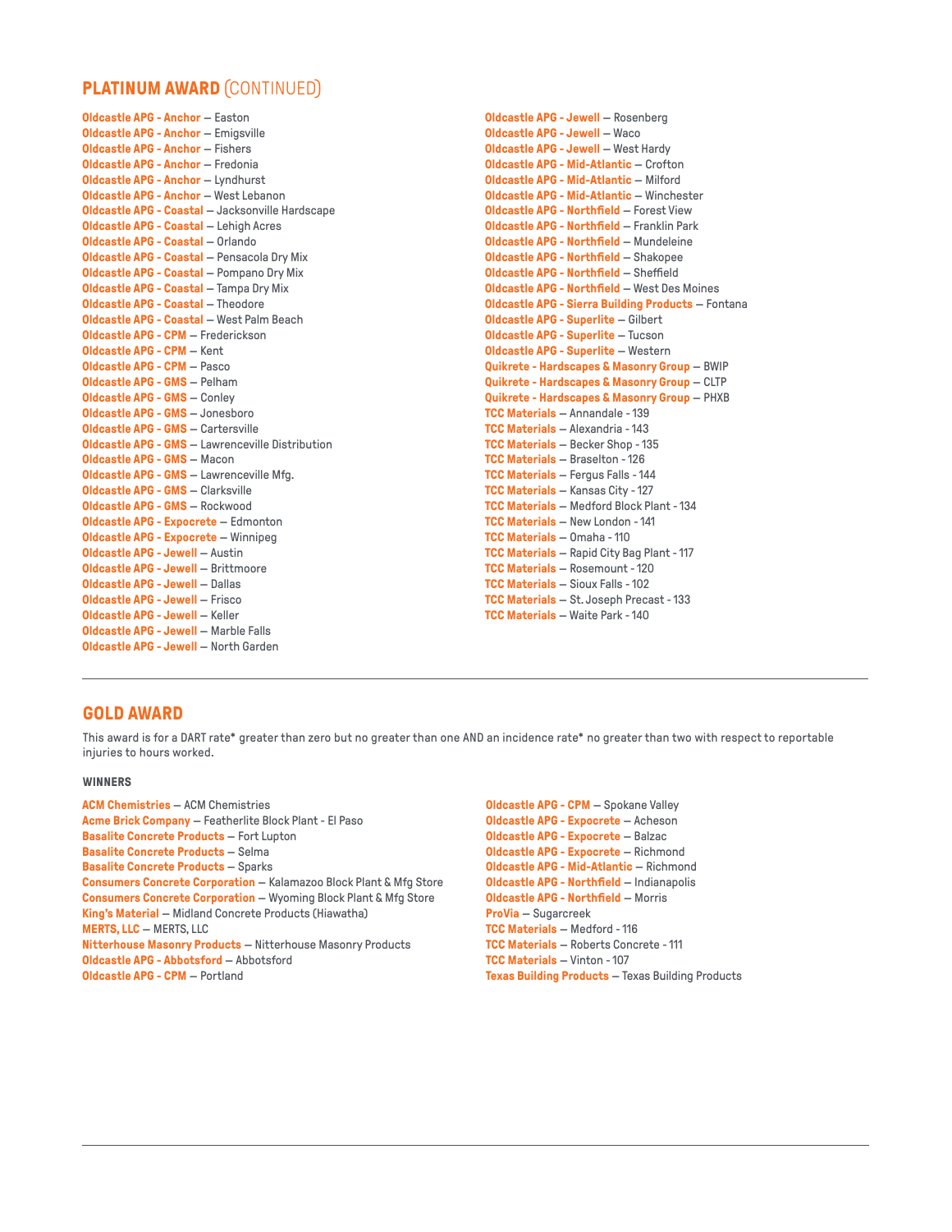## PLATINUM AWARD (CONTINUED)

**Oldcastle APG - Anchor** — Easton
**Oldcastle APG - Anchor** — Emigsville
**Oldcastle APG - Anchor** — Fishers
**Oldcastle APG - Anchor** — Fredonia
**Oldcastle APG - Anchor** — Lyndhurst
**Oldcastle APG - Anchor** — West Lebanon
**Oldcastle APG - Coastal** — Jacksonville Hardscape
**Oldcastle APG - Coastal** — Lehigh Acres
**Oldcastle APG - Coastal** — Orlando
**Oldcastle APG - Coastal** — Pensacola Dry Mix
**Oldcastle APG - Coastal** — Pompano Dry Mix
**Oldcastle APG - Coastal** — Tampa Dry Mix
**Oldcastle APG - Coastal** — Theodore
**Oldcastle APG - Coastal** — West Palm Beach
**Oldcastle APG - CPM** — Frederickson
**Oldcastle APG - CPM** — Kent
**Oldcastle APG - CPM** — Pasco
**Oldcastle APG - GMS** — Pelham
**Oldcastle APG - GMS** — Conley
**Oldcastle APG - GMS** — Jonesboro
**Oldcastle APG - GMS** — Cartersville
**Oldcastle APG - GMS** — Lawrenceville Distribution
**Oldcastle APG - GMS** — Macon
**Oldcastle APG - GMS** — Lawrenceville Mfg.
**Oldcastle APG - GMS** — Clarksville
**Oldcastle APG - GMS** — Rockwood
**Oldcastle APG - Expocrete** — Edmonton
**Oldcastle APG - Expocrete** — Winnipeg
**Oldcastle APG - Jewell** — Austin
**Oldcastle APG - Jewell** — Brittmoore
**Oldcastle APG - Jewell** — Dallas
**Oldcastle APG - Jewell** — Frisco
**Oldcastle APG - Jewell** — Keller
**Oldcastle APG - Jewell** — Marble Falls
**Oldcastle APG - Jewell** — North Garden
**Oldcastle APG - Jewell** — Rosenberg
**Oldcastle APG - Jewell** — Waco
**Oldcastle APG - Jewell** — West Hardy
**Oldcastle APG - Mid-Atlantic** — Crofton
**Oldcastle APG - Mid-Atlantic** — Milford
**Oldcastle APG - Mid-Atlantic** — Winchester
**Oldcastle APG - Northfield** — Forest View
**Oldcastle APG - Northfield** — Franklin Park
**Oldcastle APG - Northfield** — Mundeleine
**Oldcastle APG - Northfield** — Shakopee
**Oldcastle APG - Northfield** — Sheffield
**Oldcastle APG - Northfield** — West Des Moines
**Oldcastle APG - Sierra Building Products** — Fontana
**Oldcastle APG - Superlite** — Gilbert
**Oldcastle APG - Superlite** — Tucson
**Oldcastle APG - Superlite** — Western
**Quikrete - Hardscapes & Masonry Group** — BWIP
**Quikrete - Hardscapes & Masonry Group** — CLTP
**Quikrete - Hardscapes & Masonry Group** — PHXB
**TCC Materials** — Annandale - 139
**TCC Materials** — Alexandria - 143
**TCC Materials** — Becker Shop - 135
**TCC Materials** — Braselton - 126
**TCC Materials** — Fergus Falls - 144
**TCC Materials** — Kansas City - 127
**TCC Materials** — Medford Block Plant - 134
**TCC Materials** — New London - 141
**TCC Materials** — Omaha - 110
**TCC Materials** — Rapid City Bag Plant - 117
**TCC Materials** — Rosemount - 120
**TCC Materials** — Sioux Falls - 102
**TCC Materials** — St. Joseph Precast - 133
**TCC Materials** — Waite Park - 140

## GOLD AWARD

This award is for a DART rate* greater than zero but no greater than one AND an incidence rate* no greater than two with respect to reportable injuries to hours worked.

**WINNERS**

**ACM Chemistries** — ACM Chemistries
**Acme Brick Company** — Featherlite Block Plant - El Paso
**Basalite Concrete Products** — Fort Lupton
**Basalite Concrete Products** — Selma
**Basalite Concrete Products** — Sparks
**Consumers Concrete Corporation** — Kalamazoo Block Plant & Mfg Store
**Consumers Concrete Corporation** — Wyoming Block Plant & Mfg Store
**King's Material** — Midland Concrete Products (Hiawatha)
**MERTS, LLC** — MERTS, LLC
**Nitterhouse Masonry Products** — Nitterhouse Masonry Products
**Oldcastle APG - Abbotsford** — Abbotsford
**Oldcastle APG - CPM** — Portland
**Oldcastle APG - CPM** — Spokane Valley
**Oldcastle APG - Expocrete** — Acheson
**Oldcastle APG - Expocrete** — Balzac
**Oldcastle APG - Expocrete** — Richmond
**Oldcastle APG - Mid-Atlantic** — Richmond
**Oldcastle APG - Northfield** — Indianapolis
**Oldcastle APG - Northfield** — Morris
**ProVia** — Sugarcreek
**TCC Materials** — Medford - 116
**TCC Materials** — Roberts Concrete - 111
**TCC Materials** — Vinton - 107
**Texas Building Products** — Texas Building Products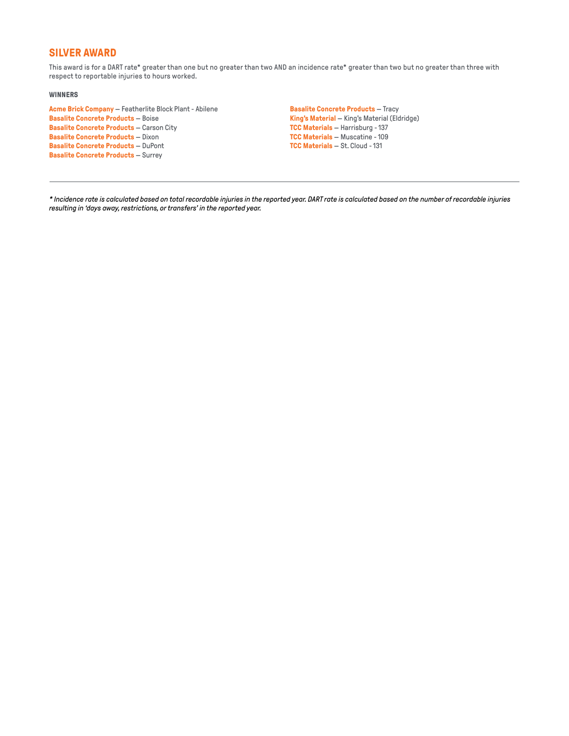## SILVER AWARD

This award is for a DART rate* greater than one but no greater than two AND an incidence rate* greater than two but no greater than three with respect to reportable injuries to hours worked.

**WINNERS**

**Acme Brick Company** — Featherlite Block Plant - Abilene
**Basalite Concrete Products** — Boise
**Basalite Concrete Products** — Carson City
**Basalite Concrete Products** — Dixon
**Basalite Concrete Products** — DuPont
**Basalite Concrete Products** — Surrey
**Basalite Concrete Products** — Tracy
**King's Material** — King's Material (Eldridge)
**TCC Materials** — Harrisburg - 137
**TCC Materials** — Muscatine - 109
**TCC Materials** — St. Cloud - 131

---

*\* Incidence rate is calculated based on total recordable injuries in the reported year. DART rate is calculated based on the number of recordable injuries resulting in 'days away, restrictions, or transfers' in the reported year.*